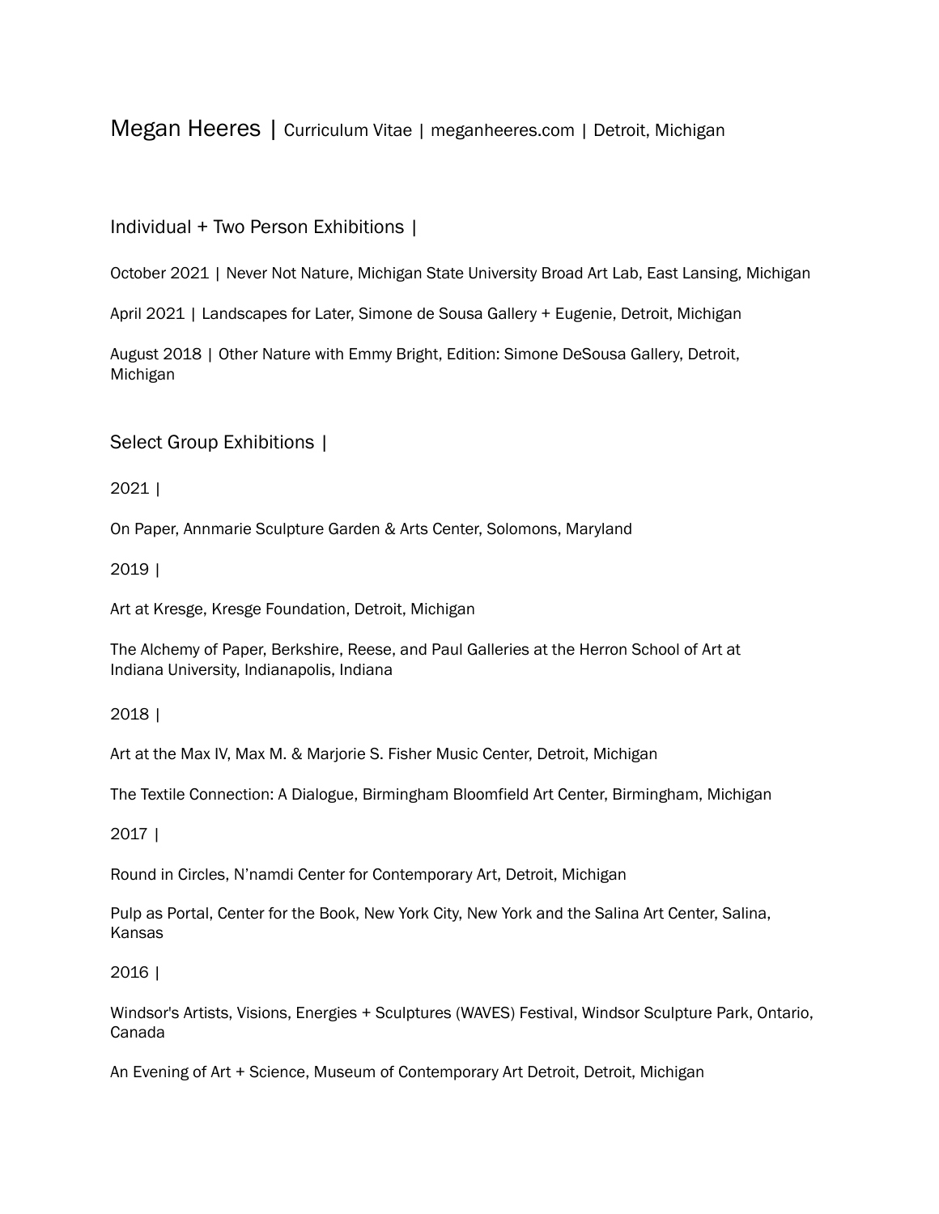# Megan Heeres | Curriculum Vitae | meganheeres.com | Detroit, Michigan

## Individual + Two Person Exhibitions |

October 2021 | Never Not Nature, Michigan State University Broad Art Lab, East Lansing, Michigan

April 2021 | Landscapes for Later, Simone de Sousa Gallery + Eugenie, Detroit, Michigan

August 2018 | Other Nature with Emmy Bright, Edition: Simone DeSousa Gallery, Detroit, Michigan

## Select Group Exhibitions |

### 2021 |

On Paper, Annmarie Sculpture Garden & Arts Center, Solomons, Maryland

### 2019 |

Art at Kresge, Kresge Foundation, Detroit, Michigan

The Alchemy of Paper, Berkshire, Reese, and Paul Galleries at the Herron School of Art at Indiana University, Indianapolis, Indiana

### 2018 |

Art at the Max IV, Max M. & Marjorie S. Fisher Music Center, Detroit, Michigan

The Textile Connection: A Dialogue, Birmingham Bloomfield Art Center, Birmingham, Michigan

### 2017 |

Round in Circles, N'namdi Center for Contemporary Art, Detroit, Michigan

Pulp as Portal, Center for the Book, New York City, New York and the Salina Art Center, Salina, Kansas

### 2016 |

Windsor's Artists, Visions, Energies + Sculptures (WAVES) Festival, Windsor Sculpture Park, Ontario, Canada

An Evening of Art + Science, Museum of Contemporary Art Detroit, Detroit, Michigan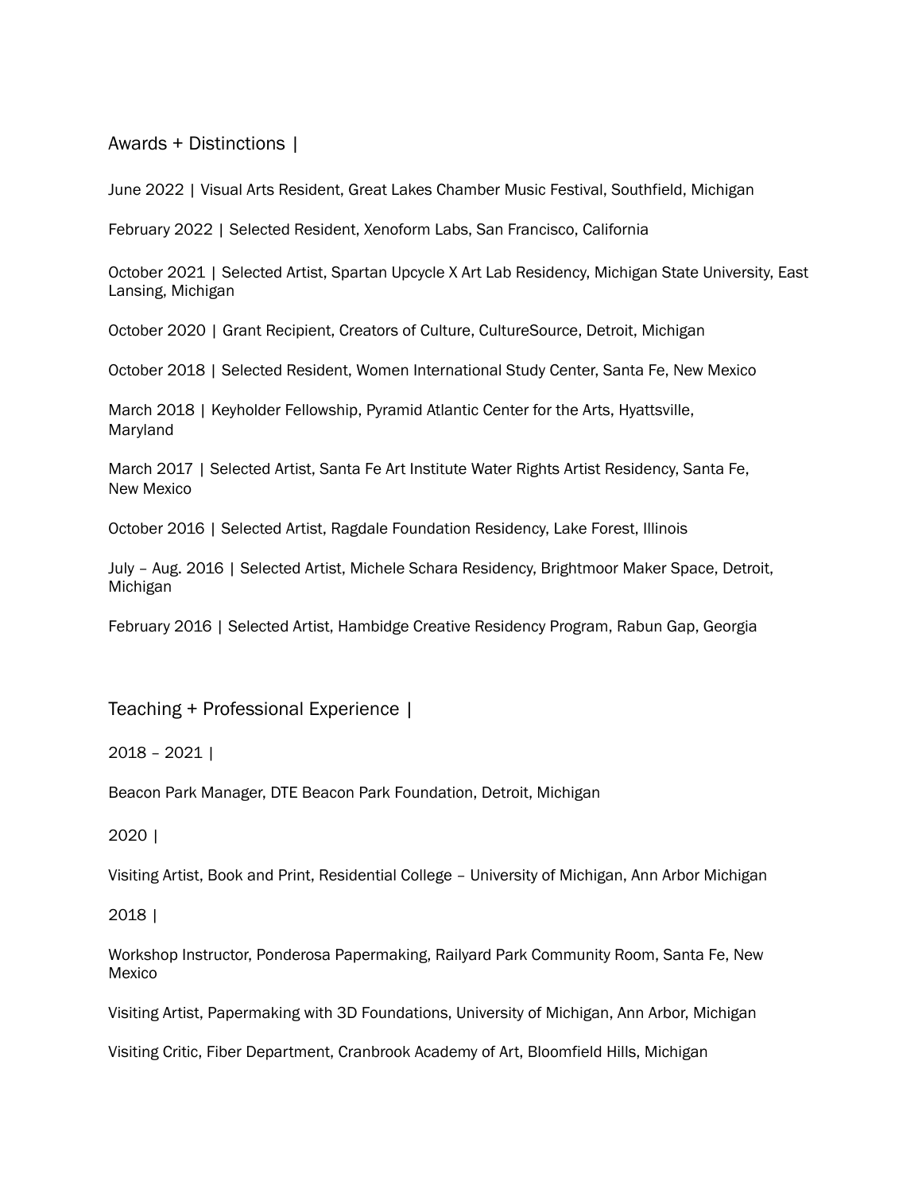## Awards + Distinctions |

June 2022 | Visual Arts Resident, Great Lakes Chamber Music Festival, Southfield, Michigan

February 2022 | Selected Resident, Xenoform Labs, San Francisco, California

October 2021 | Selected Artist, Spartan Upcycle X Art Lab Residency, Michigan State University, East Lansing, Michigan

October 2020 | Grant Recipient, Creators of Culture, CultureSource, Detroit, Michigan

October 2018 | Selected Resident, Women International Study Center, Santa Fe, New Mexico

March 2018 | Keyholder Fellowship, Pyramid Atlantic Center for the Arts, Hyattsville, Maryland

March 2017 | Selected Artist, Santa Fe Art Institute Water Rights Artist Residency, Santa Fe, New Mexico

October 2016 | Selected Artist, Ragdale Foundation Residency, Lake Forest, Illinois

July – Aug. 2016 | Selected Artist, Michele Schara Residency, Brightmoor Maker Space, Detroit, Michigan

February 2016 | Selected Artist, Hambidge Creative Residency Program, Rabun Gap, Georgia

## Teaching + Professional Experience |

2018 – 2021 |

Beacon Park Manager, DTE Beacon Park Foundation, Detroit, Michigan

2020 |

Visiting Artist, Book and Print, Residential College – University of Michigan, Ann Arbor Michigan

2018 |

Workshop Instructor, Ponderosa Papermaking, Railyard Park Community Room, Santa Fe, New Mexico

Visiting Artist, Papermaking with 3D Foundations, University of Michigan, Ann Arbor, Michigan

Visiting Critic, Fiber Department, Cranbrook Academy of Art, Bloomfield Hills, Michigan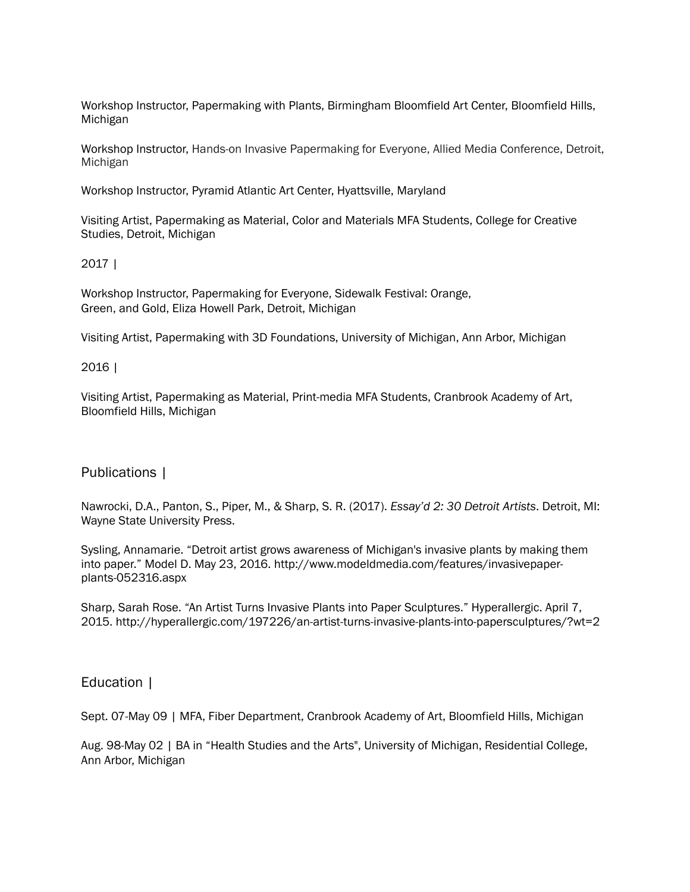Workshop Instructor, Papermaking with Plants, Birmingham Bloomfield Art Center, Bloomfield Hills, Michigan

Workshop Instructor, Hands-on Invasive Papermaking for Everyone, Allied Media Conference, Detroit, Michigan

Workshop Instructor, Pyramid Atlantic Art Center, Hyattsville, Maryland

Visiting Artist, Papermaking as Material, Color and Materials MFA Students, College for Creative Studies, Detroit, Michigan

2017 |

Workshop Instructor, Papermaking for Everyone, Sidewalk Festival: Orange, Green, and Gold, Eliza Howell Park, Detroit, Michigan

Visiting Artist, Papermaking with 3D Foundations, University of Michigan, Ann Arbor, Michigan

2016 |

Visiting Artist, Papermaking as Material, Print-media MFA Students, Cranbrook Academy of Art, Bloomfield Hills, Michigan

## Publications |

Nawrocki, D.A., Panton, S., Piper, M., & Sharp, S. R. (2017). *Essay'd 2: 30 Detroit Artists*. Detroit, MI: Wayne State University Press.

Sysling, Annamarie. "Detroit artist grows awareness of Michigan's invasive plants by making them into paper." Model D. May 23, 2016. http://www.modeldmedia.com/features/invasivepaper-plants-052316.aspx

Sharp, Sarah Rose. "An Artist Turns Invasive Plants into Paper Sculptures." Hyperallergic. April 7, 2015. http://hyperallergic.com/197226/an-artist-turns-invasive-plants-into-papersculptures/?wt=2

## Education |

Sept. 07-May 09 | MFA, Fiber Department, Cranbrook Academy of Art, Bloomfield Hills, Michigan

Aug. 98-May 02 | BA in "Health Studies and the Arts", University of Michigan, Residential College, Ann Arbor, Michigan